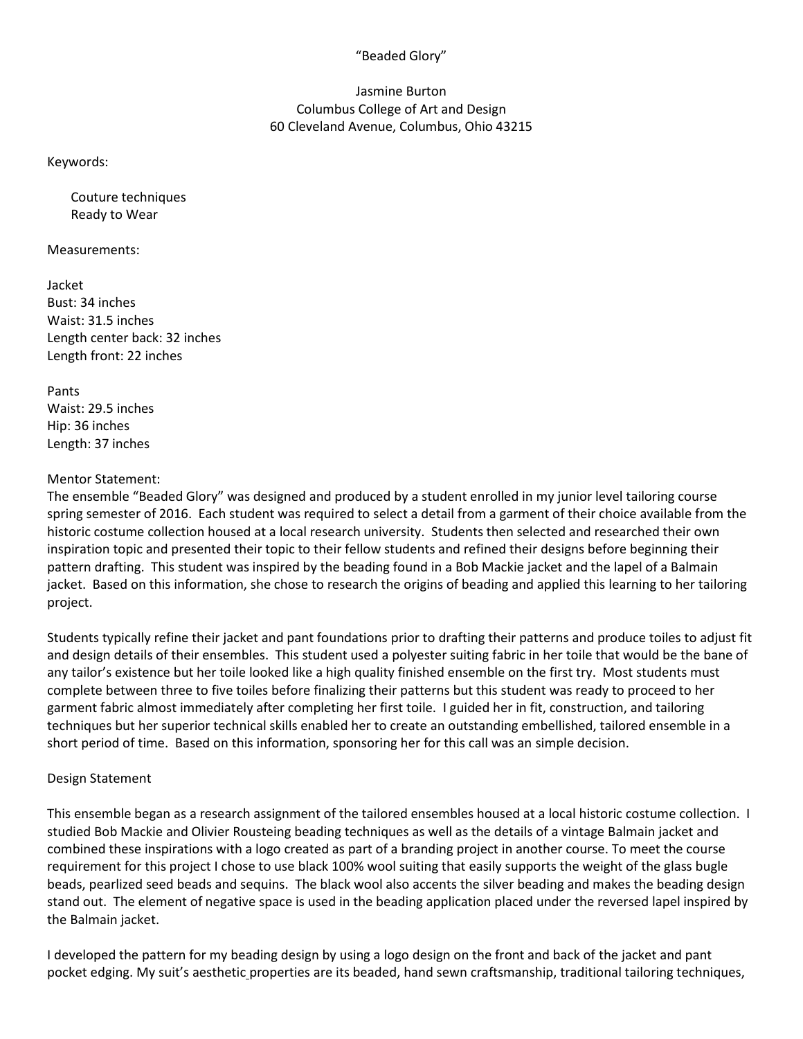# "Beaded Glory"

Jasmine Burton
Columbus College of Art and Design
60 Cleveland Avenue, Columbus, Ohio 43215

Keywords:

- Couture techniques
- Ready to Wear

Measurements:

Jacket
Bust: 34 inches
Waist: 31.5 inches
Length center back: 32 inches
Length front: 22 inches

Pants
Waist: 29.5 inches
Hip: 36 inches
Length: 37 inches

## Mentor Statement:

The ensemble "Beaded Glory" was designed and produced by a student enrolled in my junior level tailoring course spring semester of 2016. Each student was required to select a detail from a garment of their choice available from the historic costume collection housed at a local research university. Students then selected and researched their own inspiration topic and presented their topic to their fellow students and refined their designs before beginning their pattern drafting. This student was inspired by the beading found in a Bob Mackie jacket and the lapel of a Balmain jacket. Based on this information, she chose to research the origins of beading and applied this learning to her tailoring project.

Students typically refine their jacket and pant foundations prior to drafting their patterns and produce toiles to adjust fit and design details of their ensembles. This student used a polyester suiting fabric in her toile that would be the bane of any tailor's existence but her toile looked like a high quality finished ensemble on the first try. Most students must complete between three to five toiles before finalizing their patterns but this student was ready to proceed to her garment fabric almost immediately after completing her first toile. I guided her in fit, construction, and tailoring techniques but her superior technical skills enabled her to create an outstanding embellished, tailored ensemble in a short period of time. Based on this information, sponsoring her for this call was an simple decision.

## Design Statement

This ensemble began as a research assignment of the tailored ensembles housed at a local historic costume collection. I studied Bob Mackie and Olivier Rousteing beading techniques as well as the details of a vintage Balmain jacket and combined these inspirations with a logo created as part of a branding project in another course. To meet the course requirement for this project I chose to use black 100% wool suiting that easily supports the weight of the glass bugle beads, pearlized seed beads and sequins. The black wool also accents the silver beading and makes the beading design stand out. The element of negative space is used in the beading application placed under the reversed lapel inspired by the Balmain jacket.

I developed the pattern for my beading design by using a logo design on the front and back of the jacket and pant pocket edging. My suit's aesthetic properties are its beaded, hand sewn craftsmanship, traditional tailoring techniques,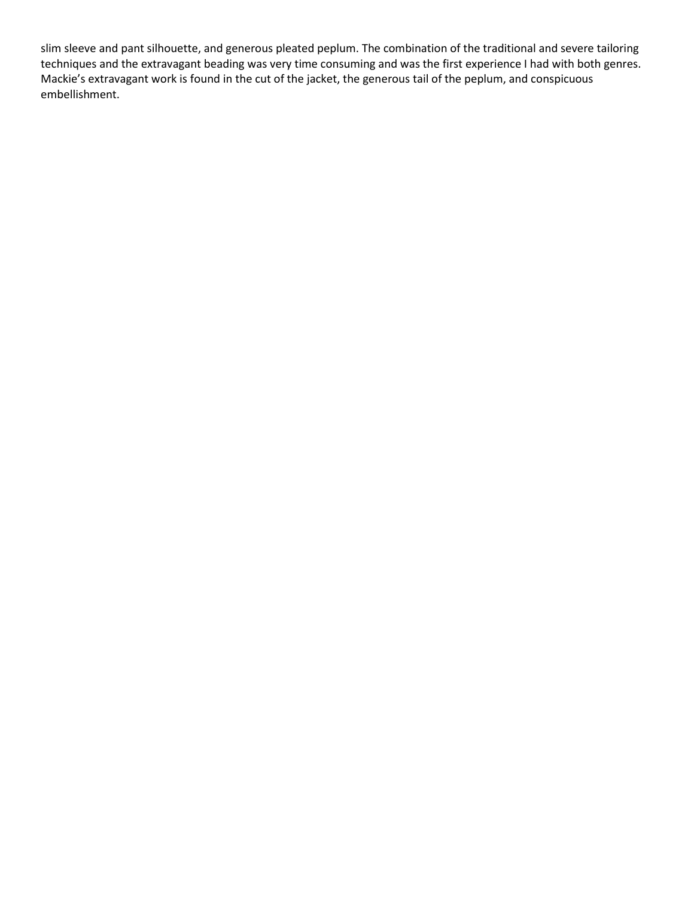slim sleeve and pant silhouette, and generous pleated peplum. The combination of the traditional and severe tailoring techniques and the extravagant beading was very time consuming and was the first experience I had with both genres. Mackie's extravagant work is found in the cut of the jacket, the generous tail of the peplum, and conspicuous embellishment.